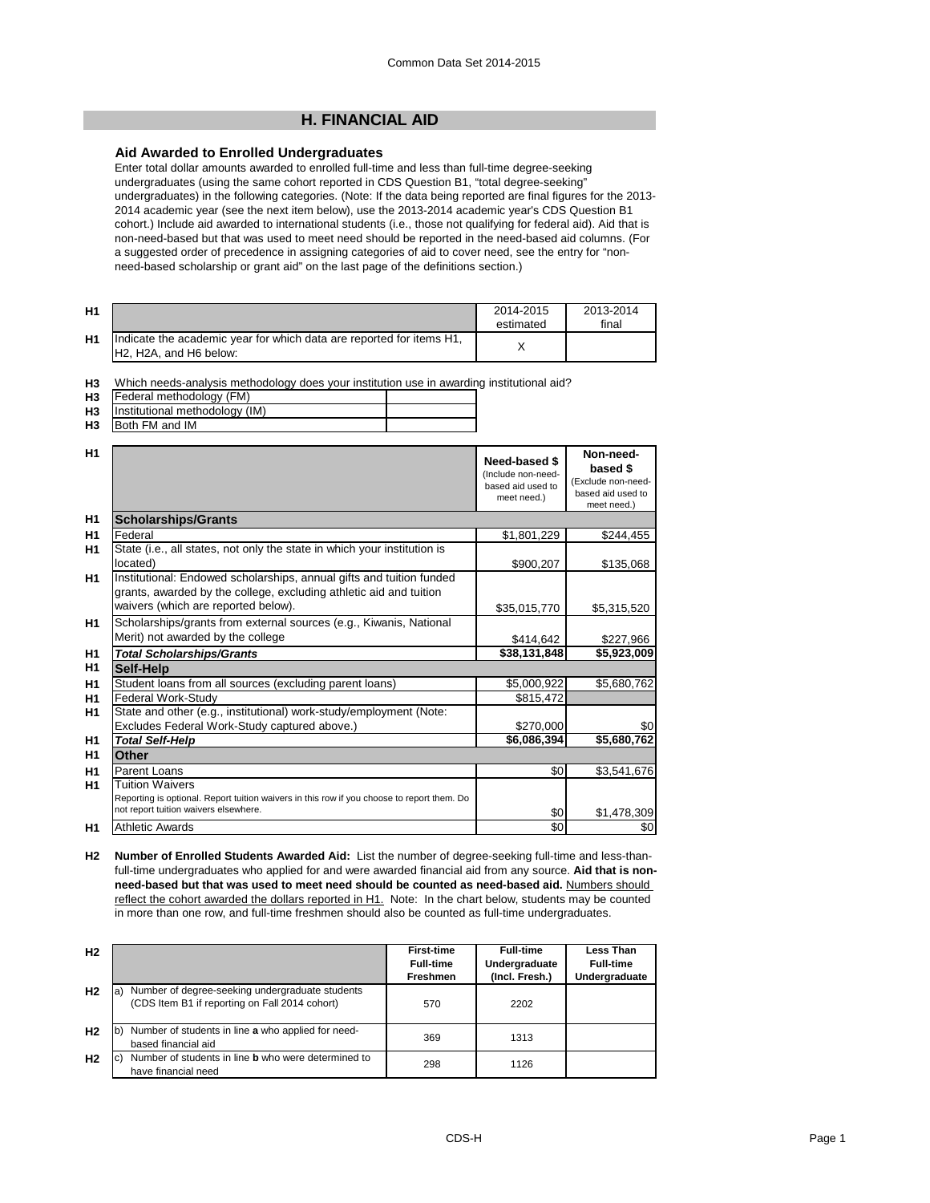# H. FINANCIAL AID

### Aid Awarded to Enrolled Undergraduates

Enter total dollar amounts awarded to enrolled full-time and less than full-time degree-seeking undergraduates (using the same cohort reported in CDS Question B1, "total degree-seeking" undergraduates) in the following categories. (Note: If the data being reported are final figures for the 2013-2014 academic year (see the next item below), use the 2013-2014 academic year's CDS Question B1 cohort.) Include aid awarded to international students (i.e., those not qualifying for federal aid). Aid that is non-need-based but that was used to meet need should be reported in the need-based aid columns. (For a suggested order of precedence in assigning categories of aid to cover need, see the entry for "non-need-based scholarship or grant aid" on the last page of the definitions section.)

| | | 2014-2015 estimated | 2013-2014 final |
|---|---|---|---|
| H1 | Indicate the academic year for which data are reported for items H1, H2, H2A, and H6 below: | X | |

**H3** Which needs-analysis methodology does your institution use in awarding institutional aid?

| | | |
|---|---|---|
| H3 | Federal methodology (FM) | |
| H3 | Institutional methodology (IM) | |
| H3 | Both FM and IM | |

| | | Need-based $ (Include non-need-based aid used to meet need.) | Non-need-based $ (Exclude non-need-based aid used to meet need.) |
|---|---|---|---|
| H1 | **Scholarships/Grants** | | |
| H1 | Federal | $1,801,229 | $244,455 |
| H1 | State (i.e., all states, not only the state in which your institution is located) | $900,207 | $135,068 |
| H1 | Institutional: Endowed scholarships, annual gifts and tuition funded grants, awarded by the college, excluding athletic aid and tuition waivers (which are reported below). | $35,015,770 | $5,315,520 |
| H1 | Scholarships/grants from external sources (e.g., Kiwanis, National Merit) not awarded by the college | $414,642 | $227,966 |
| H1 | ***Total Scholarships/Grants*** | **$38,131,848** | **$5,923,009** |
| H1 | **Self-Help** | | |
| H1 | Student loans from all sources (excluding parent loans) | $5,000,922 | $5,680,762 |
| H1 | Federal Work-Study | $815,472 | |
| H1 | State and other (e.g., institutional) work-study/employment (Note: Excludes Federal Work-Study captured above.) | $270,000 | $0 |
| H1 | ***Total Self-Help*** | **$6,086,394** | **$5,680,762** |
| H1 | **Other** | | |
| H1 | Parent Loans | $0 | $3,541,676 |
| H1 | Tuition Waivers<br>Reporting is optional. Report tuition waivers in this row if you choose to report them. Do not report tuition waivers elsewhere. | $0 | $1,478,309 |
| H1 | Athletic Awards | $0 | $0 |

**H2** **Number of Enrolled Students Awarded Aid:** List the number of degree-seeking full-time and less-than-full-time undergraduates who applied for and were awarded financial aid from any source. **Aid that is non-need-based but that was used to meet need should be counted as need-based aid.** Numbers should reflect the cohort awarded the dollars reported in H1. Note: In the chart below, students may be counted in more than one row, and full-time freshmen should also be counted as full-time undergraduates.

| | | First-time Full-time Freshmen | Full-time Undergraduate (Incl. Fresh.) | Less Than Full-time Undergraduate |
|---|---|---|---|---|
| H2 | a) Number of degree-seeking undergraduate students (CDS Item B1 if reporting on Fall 2014 cohort) | 570 | 2202 | |
| H2 | b) Number of students in line **a** who applied for need-based financial aid | 369 | 1313 | |
| H2 | c) Number of students in line **b** who were determined to have financial need | 298 | 1126 | |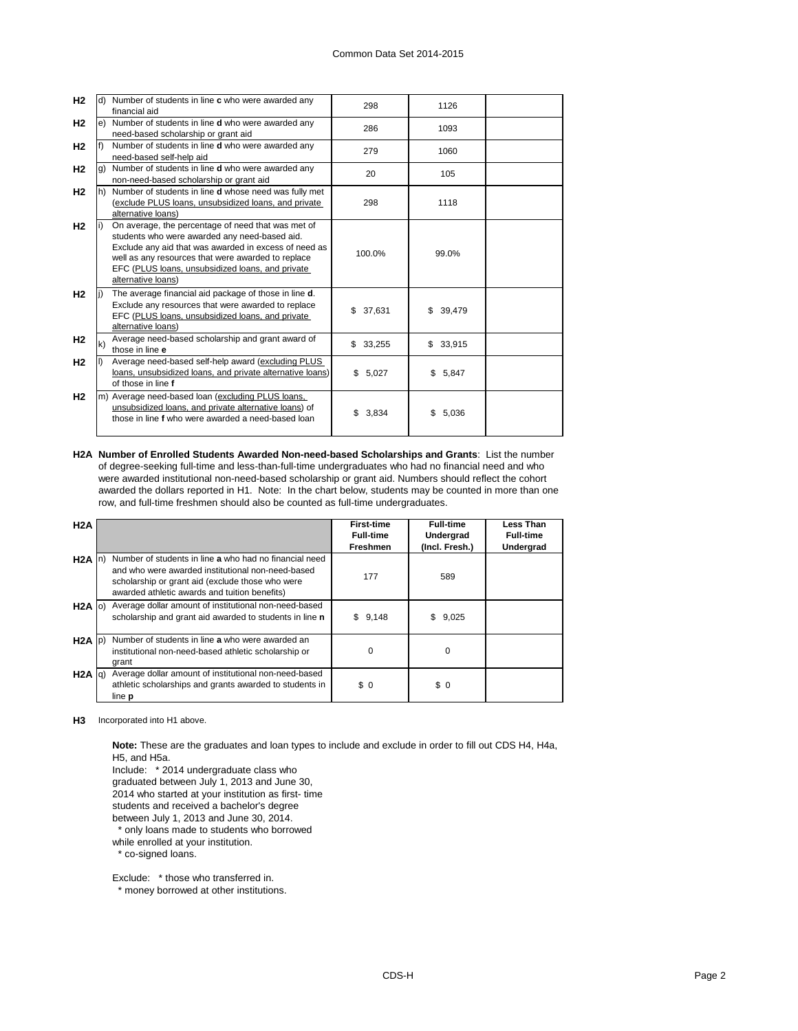| | | | | | |
|---|---|---|---|---|---|
| H2 | d) | Number of students in line **c** who were awarded any financial aid | 298 | 1126 | |
| H2 | e) | Number of students in line **d** who were awarded any need-based scholarship or grant aid | 286 | 1093 | |
| H2 | f) | Number of students in line **d** who were awarded any need-based self-help aid | 279 | 1060 | |
| H2 | g) | Number of students in line **d** who were awarded any non-need-based scholarship or grant aid | 20 | 105 | |
| H2 | h) | Number of students in line **d** whose need was fully met (exclude PLUS loans, unsubsidized loans, and private alternative loans) | 298 | 1118 | |
| H2 | i) | On average, the percentage of need that was met of students who were awarded any need-based aid. Exclude any aid that was awarded in excess of need as well as any resources that were awarded to replace EFC (PLUS loans, unsubsidized loans, and private alternative loans) | 100.0% | 99.0% | |
| H2 | j) | The average financial aid package of those in line **d**. Exclude any resources that were awarded to replace EFC (PLUS loans, unsubsidized loans, and private alternative loans) | $ 37,631 | $ 39,479 | |
| H2 | k) | Average need-based scholarship and grant award of those in line **e** | $ 33,255 | $ 33,915 | |
| H2 | l) | Average need-based self-help award (excluding PLUS loans, unsubsidized loans, and private alternative loans) of those in line **f** | $ 5,027 | $ 5,847 | |
| H2 | m) | Average need-based loan (excluding PLUS loans, unsubsidized loans, and private alternative loans) of those in line **f** who were awarded a need-based loan | $ 3,834 | $ 5,036 | |

**H2A Number of Enrolled Students Awarded Non-need-based Scholarships and Grants**: List the number of degree-seeking full-time and less-than-full-time undergraduates who had no financial need and who were awarded institutional non-need-based scholarship or grant aid. Numbers should reflect the cohort awarded the dollars reported in H1. Note: In the chart below, students may be counted in more than one row, and full-time freshmen should also be counted as full-time undergraduates.

| H2A | | | **First-time Full-time Freshmen** | **Full-time Undergrad (Incl. Fresh.)** | **Less Than Full-time Undergrad** |
|---|---|---|---|---|---|
| H2A | n) | Number of students in line **a** who had no financial need and who were awarded institutional non-need-based scholarship or grant aid (exclude those who were awarded athletic awards and tuition benefits) | 177 | 589 | |
| H2A | o) | Average dollar amount of institutional non-need-based scholarship and grant aid awarded to students in line **n** | $ 9,148 | $ 9,025 | |
| H2A | p) | Number of students in line **a** who were awarded an institutional non-need-based athletic scholarship or grant | 0 | 0 | |
| H2A | q) | Average dollar amount of institutional non-need-based athletic scholarships and grants awarded to students in line **p** | $ 0 | $ 0 | |

**H3** Incorporated into H1 above.

**Note:** These are the graduates and loan types to include and exclude in order to fill out CDS H4, H4a, H5, and H5a.

Include: * 2014 undergraduate class who graduated between July 1, 2013 and June 30, 2014 who started at your institution as first- time students and received a bachelor's degree between July 1, 2013 and June 30, 2014.
* only loans made to students who borrowed while enrolled at your institution.
* co-signed loans.

Exclude: * those who transferred in.
* money borrowed at other institutions.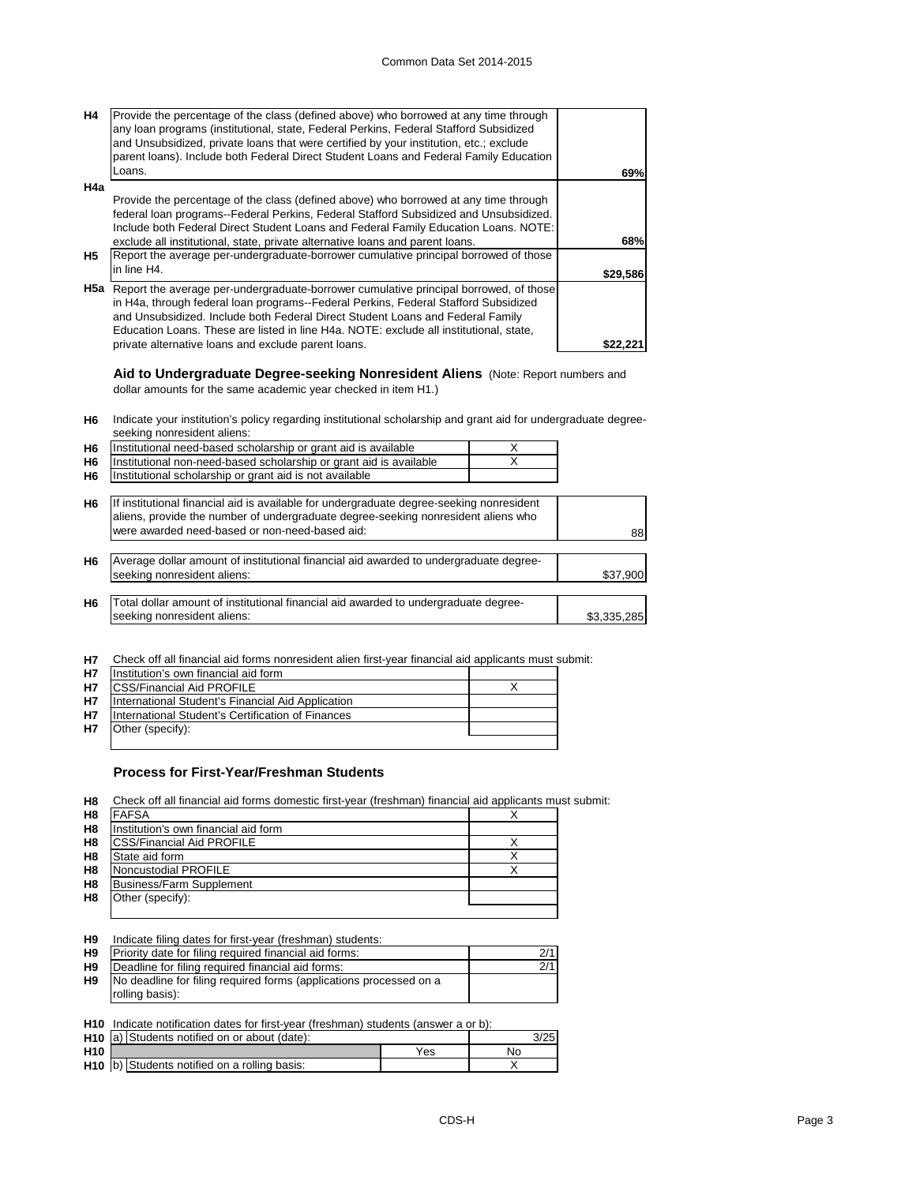| | | |
|---|---|---|
| H4 | Provide the percentage of the class (defined above) who borrowed at any time through any loan programs (institutional, state, Federal Perkins, Federal Stafford Subsidized and Unsubsidized, private loans that were certified by your institution, etc.; exclude parent loans). Include both Federal Direct Student Loans and Federal Family Education Loans. | **69%** |
| H4a | Provide the percentage of the class (defined above) who borrowed at any time through federal loan programs--Federal Perkins, Federal Stafford Subsidized and Unsubsidized. Include both Federal Direct Student Loans and Federal Family Education Loans. NOTE: exclude all institutional, state, private alternative loans and parent loans. | **68%** |
| H5 | Report the average per-undergraduate-borrower cumulative principal borrowed of those in line H4. | **$29,586** |
| H5a | Report the average per-undergraduate-borrower cumulative principal borrowed, of those in H4a, through federal loan programs--Federal Perkins, Federal Stafford Subsidized and Unsubsidized. Include both Federal Direct Student Loans and Federal Family Education Loans. These are listed in line H4a. NOTE: exclude all institutional, state, private alternative loans and exclude parent loans. | **$22,221** |

### Aid to Undergraduate Degree-seeking Nonresident Aliens

(Note: Report numbers and dollar amounts for the same academic year checked in item H1.)

**H6** Indicate your institution's policy regarding institutional scholarship and grant aid for undergraduate degree-seeking nonresident aliens:

| | | |
|---|---|---|
| H6 | Institutional need-based scholarship or grant aid is available | X |
| H6 | Institutional non-need-based scholarship or grant aid is available | X |
| H6 | Institutional scholarship or grant aid is not available | |

| | | |
|---|---|---|
| H6 | If institutional financial aid is available for undergraduate degree-seeking nonresident aliens, provide the number of undergraduate degree-seeking nonresident aliens who were awarded need-based or non-need-based aid: | 88 |
| H6 | Average dollar amount of institutional financial aid awarded to undergraduate degree-seeking nonresident aliens: | $37,900 |
| H6 | Total dollar amount of institutional financial aid awarded to undergraduate degree-seeking nonresident aliens: | $3,335,285 |

**H7** Check off all financial aid forms nonresident alien first-year financial aid applicants must submit:

| | | |
|---|---|---|
| H7 | Institution's own financial aid form | |
| H7 | CSS/Financial Aid PROFILE | X |
| H7 | International Student's Financial Aid Application | |
| H7 | International Student's Certification of Finances | |
| H7 | Other (specify): | |

### Process for First-Year/Freshman Students

**H8** Check off all financial aid forms domestic first-year (freshman) financial aid applicants must submit:

| | | |
|---|---|---|
| H8 | FAFSA | X |
| H8 | Institution's own financial aid form | |
| H8 | CSS/Financial Aid PROFILE | X |
| H8 | State aid form | X |
| H8 | Noncustodial PROFILE | X |
| H8 | Business/Farm Supplement | |
| H8 | Other (specify): | |

**H9** Indicate filing dates for first-year (freshman) students:

| | | |
|---|---|---|
| H9 | Priority date for filing required financial aid forms: | 2/1 |
| H9 | Deadline for filing required financial aid forms: | 2/1 |
| H9 | No deadline for filing required forms (applications processed on a rolling basis): | |

**H10** Indicate notification dates for first-year (freshman) students (answer a or b):

| | | | |
|---|---|---|---|
| H10 | a) Students notified on or about (date): | | 3/25 |
| H10 | | Yes | No |
| H10 | b) Students notified on a rolling basis: | | X |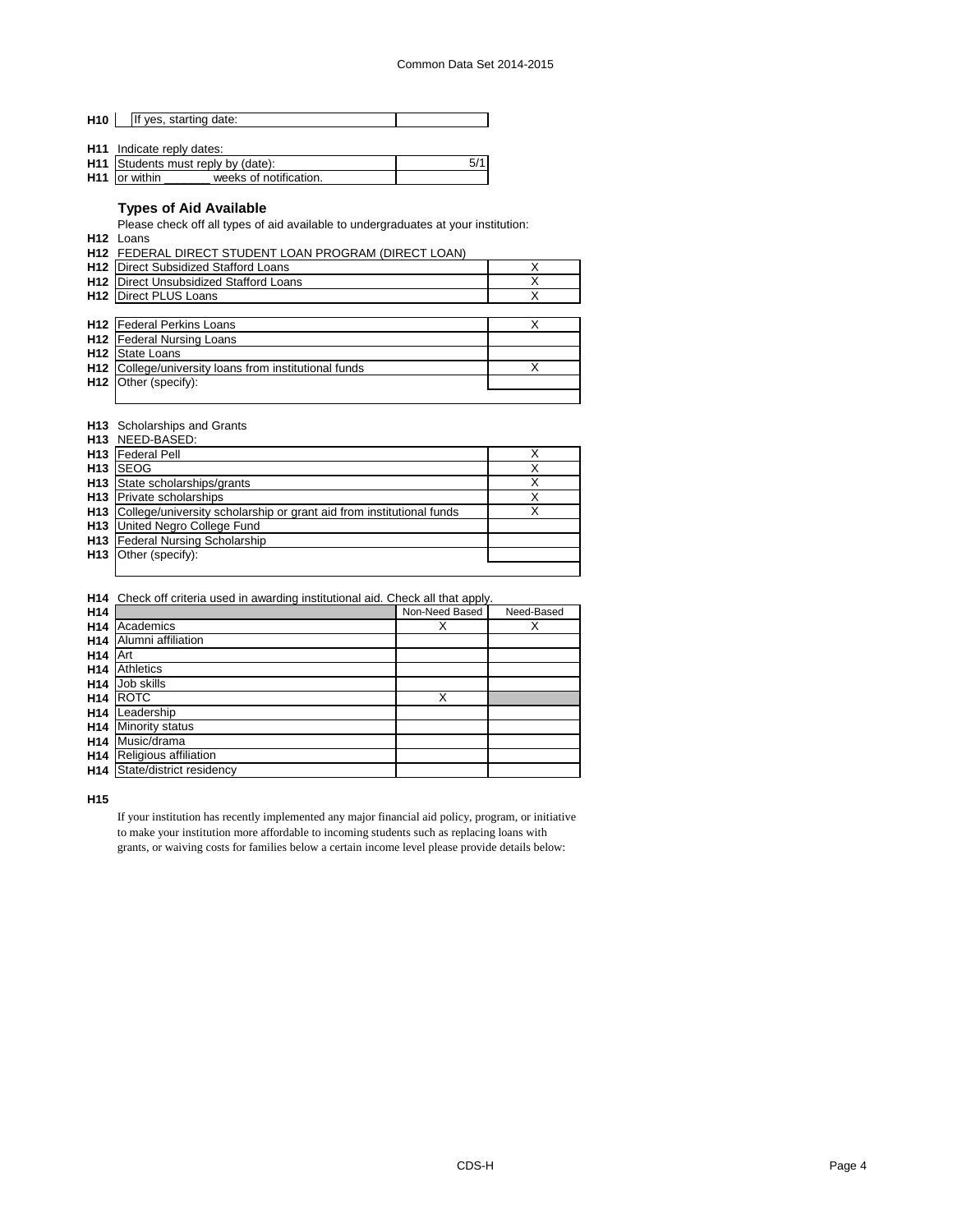| | | |
|---|---|---|
| H10 | If yes, starting date: | |

H11 Indicate reply dates:

| | | |
|---|---|---|
| H11 | Students must reply by (date): | 5/1 |
| H11 | or within _______ weeks of notification. | |

### Types of Aid Available

Please check off all types of aid available to undergraduates at your institution:

H12 Loans

H12 FEDERAL DIRECT STUDENT LOAN PROGRAM (DIRECT LOAN)

| | | |
|---|---|---|
| H12 | Direct Subsidized Stafford Loans | X |
| H12 | Direct Unsubsidized Stafford Loans | X |
| H12 | Direct PLUS Loans | X |

| | | |
|---|---|---|
| H12 | Federal Perkins Loans | X |
| H12 | Federal Nursing Loans | |
| H12 | State Loans | |
| H12 | College/university loans from institutional funds | X |
| H12 | Other (specify): | |

H13 Scholarships and Grants

H13 NEED-BASED:

| | | |
|---|---|---|
| H13 | Federal Pell | X |
| H13 | SEOG | X |
| H13 | State scholarships/grants | X |
| H13 | Private scholarships | X |
| H13 | College/university scholarship or grant aid from institutional funds | X |
| H13 | United Negro College Fund | |
| H13 | Federal Nursing Scholarship | |
| H13 | Other (specify): | |

H14 Check off criteria used in awarding institutional aid. Check all that apply.

| H14 | | Non-Need Based | Need-Based |
|---|---|---|---|
| H14 | Academics | X | X |
| H14 | Alumni affiliation | | |
| H14 | Art | | |
| H14 | Athletics | | |
| H14 | Job skills | | |
| H14 | ROTC | X | |
| H14 | Leadership | | |
| H14 | Minority status | | |
| H14 | Music/drama | | |
| H14 | Religious affiliation | | |
| H14 | State/district residency | | |

H15

If your institution has recently implemented any major financial aid policy, program, or initiative to make your institution more affordable to incoming students such as replacing loans with grants, or waiving costs for families below a certain income level please provide details below: